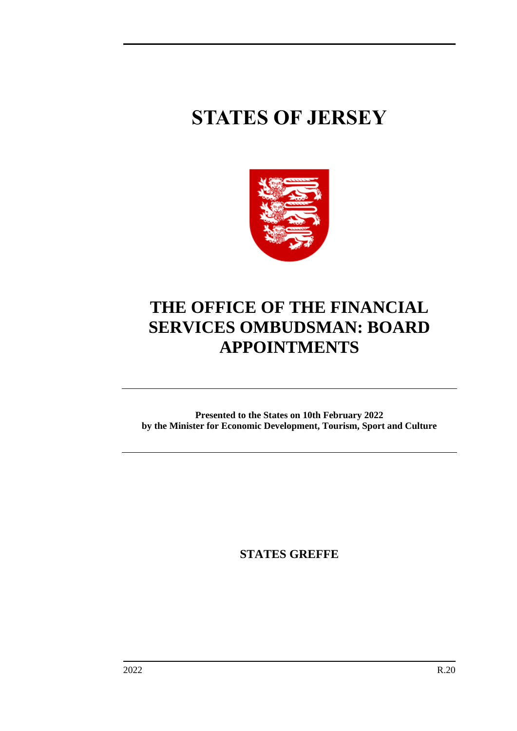# STATES OF JERSEY

# THE OFFICE OF THE FINANCIAL SERVICES OMBUDSMAN: BOARD APPOINTMENTS

**Presented to the States on 10th February 2022**
**by the Minister for Economic Development, Tourism, Sport and Culture**

**STATES GREFFE**

2022 R.20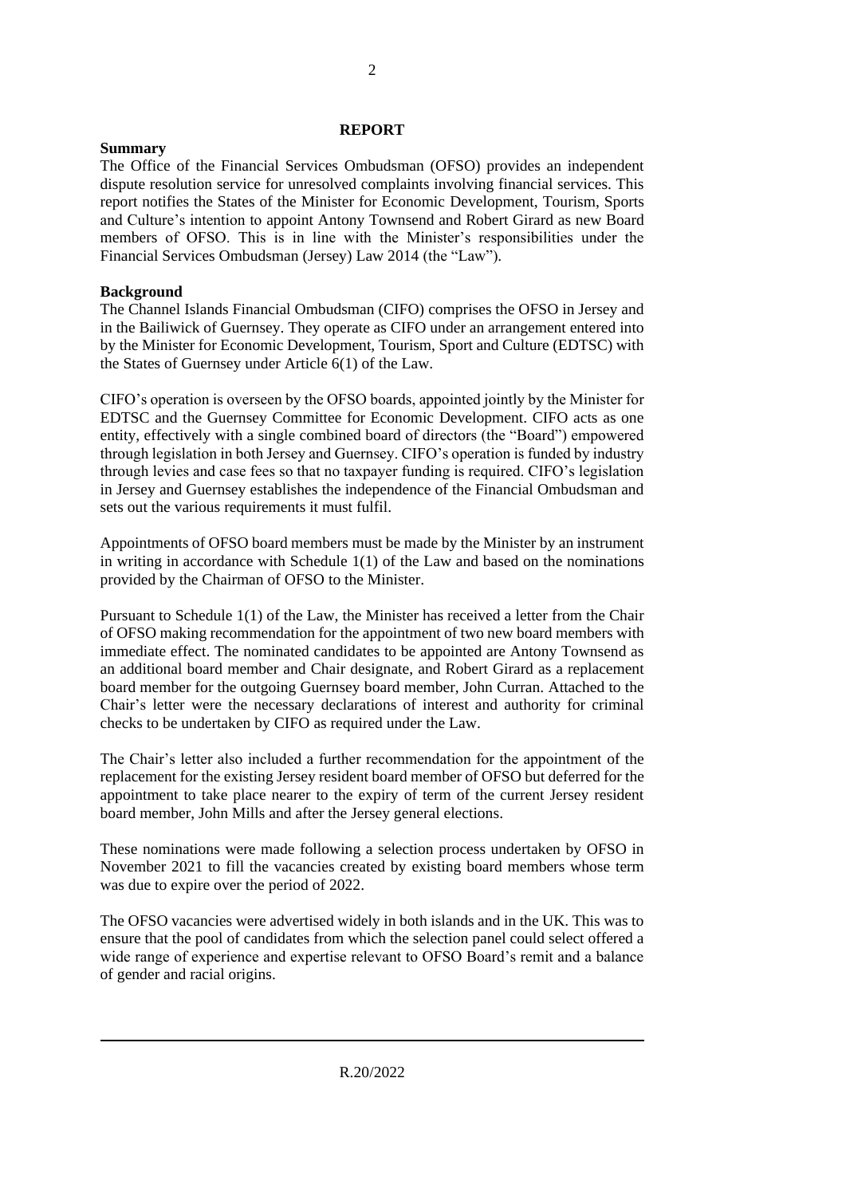## REPORT

**Summary**

The Office of the Financial Services Ombudsman (OFSO) provides an independent dispute resolution service for unresolved complaints involving financial services. This report notifies the States of the Minister for Economic Development, Tourism, Sports and Culture's intention to appoint Antony Townsend and Robert Girard as new Board members of OFSO. This is in line with the Minister's responsibilities under the Financial Services Ombudsman (Jersey) Law 2014 (the "Law").

**Background**

The Channel Islands Financial Ombudsman (CIFO) comprises the OFSO in Jersey and in the Bailiwick of Guernsey. They operate as CIFO under an arrangement entered into by the Minister for Economic Development, Tourism, Sport and Culture (EDTSC) with the States of Guernsey under Article 6(1) of the Law.

CIFO's operation is overseen by the OFSO boards, appointed jointly by the Minister for EDTSC and the Guernsey Committee for Economic Development. CIFO acts as one entity, effectively with a single combined board of directors (the "Board") empowered through legislation in both Jersey and Guernsey. CIFO's operation is funded by industry through levies and case fees so that no taxpayer funding is required. CIFO's legislation in Jersey and Guernsey establishes the independence of the Financial Ombudsman and sets out the various requirements it must fulfil.

Appointments of OFSO board members must be made by the Minister by an instrument in writing in accordance with Schedule 1(1) of the Law and based on the nominations provided by the Chairman of OFSO to the Minister.

Pursuant to Schedule 1(1) of the Law, the Minister has received a letter from the Chair of OFSO making recommendation for the appointment of two new board members with immediate effect. The nominated candidates to be appointed are Antony Townsend as an additional board member and Chair designate, and Robert Girard as a replacement board member for the outgoing Guernsey board member, John Curran. Attached to the Chair's letter were the necessary declarations of interest and authority for criminal checks to be undertaken by CIFO as required under the Law.

The Chair's letter also included a further recommendation for the appointment of the replacement for the existing Jersey resident board member of OFSO but deferred for the appointment to take place nearer to the expiry of term of the current Jersey resident board member, John Mills and after the Jersey general elections.

These nominations were made following a selection process undertaken by OFSO in November 2021 to fill the vacancies created by existing board members whose term was due to expire over the period of 2022.

The OFSO vacancies were advertised widely in both islands and in the UK. This was to ensure that the pool of candidates from which the selection panel could select offered a wide range of experience and expertise relevant to OFSO Board's remit and a balance of gender and racial origins.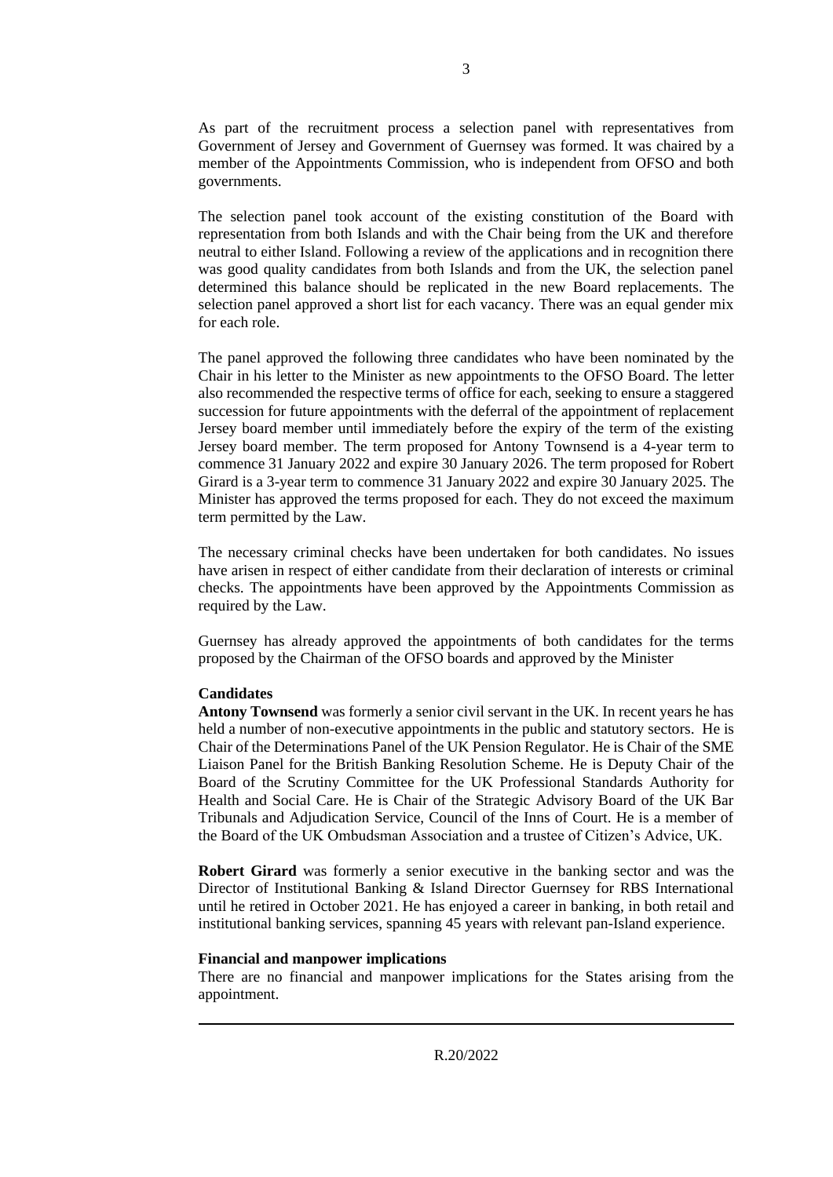As part of the recruitment process a selection panel with representatives from Government of Jersey and Government of Guernsey was formed. It was chaired by a member of the Appointments Commission, who is independent from OFSO and both governments.

The selection panel took account of the existing constitution of the Board with representation from both Islands and with the Chair being from the UK and therefore neutral to either Island. Following a review of the applications and in recognition there was good quality candidates from both Islands and from the UK, the selection panel determined this balance should be replicated in the new Board replacements. The selection panel approved a short list for each vacancy. There was an equal gender mix for each role.

The panel approved the following three candidates who have been nominated by the Chair in his letter to the Minister as new appointments to the OFSO Board. The letter also recommended the respective terms of office for each, seeking to ensure a staggered succession for future appointments with the deferral of the appointment of replacement Jersey board member until immediately before the expiry of the term of the existing Jersey board member. The term proposed for Antony Townsend is a 4-year term to commence 31 January 2022 and expire 30 January 2026. The term proposed for Robert Girard is a 3-year term to commence 31 January 2022 and expire 30 January 2025. The Minister has approved the terms proposed for each. They do not exceed the maximum term permitted by the Law.

The necessary criminal checks have been undertaken for both candidates. No issues have arisen in respect of either candidate from their declaration of interests or criminal checks. The appointments have been approved by the Appointments Commission as required by the Law.

Guernsey has already approved the appointments of both candidates for the terms proposed by the Chairman of the OFSO boards and approved by the Minister

**Candidates**

**Antony Townsend** was formerly a senior civil servant in the UK. In recent years he has held a number of non-executive appointments in the public and statutory sectors. He is Chair of the Determinations Panel of the UK Pension Regulator. He is Chair of the SME Liaison Panel for the British Banking Resolution Scheme. He is Deputy Chair of the Board of the Scrutiny Committee for the UK Professional Standards Authority for Health and Social Care. He is Chair of the Strategic Advisory Board of the UK Bar Tribunals and Adjudication Service, Council of the Inns of Court. He is a member of the Board of the UK Ombudsman Association and a trustee of Citizen's Advice, UK.

**Robert Girard** was formerly a senior executive in the banking sector and was the Director of Institutional Banking & Island Director Guernsey for RBS International until he retired in October 2021. He has enjoyed a career in banking, in both retail and institutional banking services, spanning 45 years with relevant pan-Island experience.

**Financial and manpower implications**

There are no financial and manpower implications for the States arising from the appointment.

R.20/2022